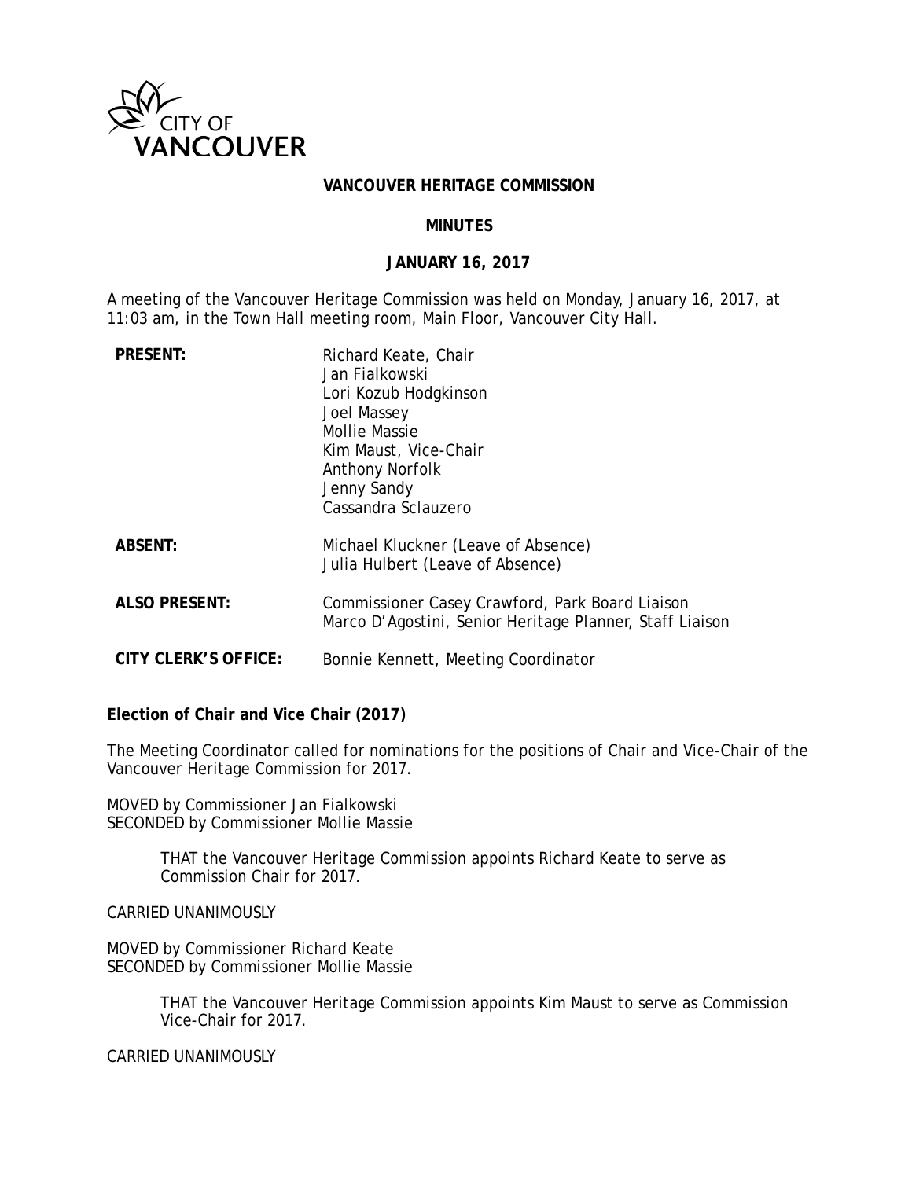# VANCOUVER HERITAGE COMMISSION

## MINUTES

### JANUARY 16, 2017

A meeting of the Vancouver Heritage Commission was held on Monday, January 16, 2017, at 11:03 am, in the Town Hall meeting room, Main Floor, Vancouver City Hall.

**PRESENT:**
Richard Keate, Chair
Jan Fialkowski
Lori Kozub Hodgkinson
Joel Massey
Mollie Massie
Kim Maust, Vice-Chair
Anthony Norfolk
Jenny Sandy
Cassandra Sclauzero

**ABSENT:**
Michael Kluckner (Leave of Absence)
Julia Hulbert (Leave of Absence)

**ALSO PRESENT:**
Commissioner Casey Crawford, Park Board Liaison
Marco D'Agostini, Senior Heritage Planner, Staff Liaison

**CITY CLERK'S OFFICE:**
Bonnie Kennett, Meeting Coordinator

**Election of Chair and Vice Chair (2017)**

The Meeting Coordinator called for nominations for the positions of Chair and Vice-Chair of the Vancouver Heritage Commission for 2017.

MOVED by Commissioner Jan Fialkowski
SECONDED by Commissioner Mollie Massie

> THAT the Vancouver Heritage Commission appoints Richard Keate to serve as Commission Chair for 2017.

CARRIED UNANIMOUSLY

MOVED by Commissioner Richard Keate
SECONDED by Commissioner Mollie Massie

> THAT the Vancouver Heritage Commission appoints Kim Maust to serve as Commission Vice-Chair for 2017.

CARRIED UNANIMOUSLY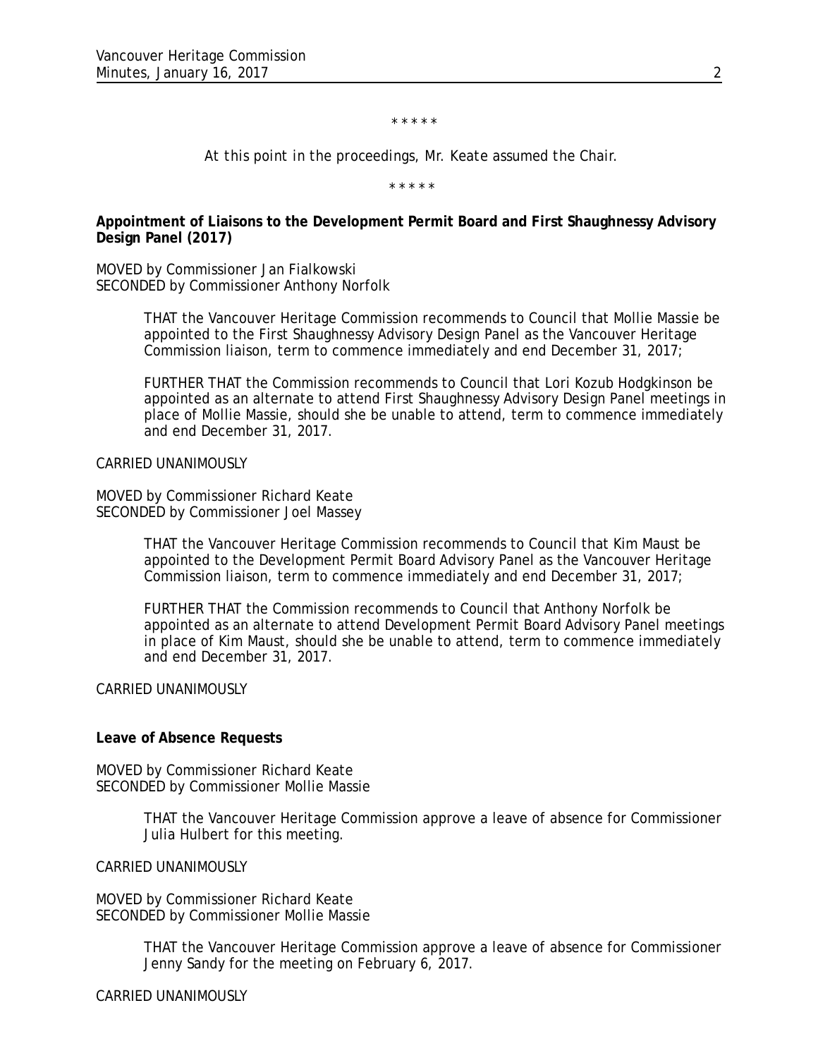\* \* \* \* \*

*At this point in the proceedings, Mr. Keate assumed the Chair.*

\* \* \* \* \*

**Appointment of Liaisons to the Development Permit Board and First Shaughnessy Advisory Design Panel (2017)**

MOVED by Commissioner Jan Fialkowski
SECONDED by Commissioner Anthony Norfolk

> THAT the Vancouver Heritage Commission recommends to Council that Mollie Massie be appointed to the First Shaughnessy Advisory Design Panel as the Vancouver Heritage Commission liaison, term to commence immediately and end December 31, 2017;
>
> FURTHER THAT the Commission recommends to Council that Lori Kozub Hodgkinson be appointed as an alternate to attend First Shaughnessy Advisory Design Panel meetings in place of Mollie Massie, should she be unable to attend, term to commence immediately and end December 31, 2017.

CARRIED UNANIMOUSLY

MOVED by Commissioner Richard Keate
SECONDED by Commissioner Joel Massey

> THAT the Vancouver Heritage Commission recommends to Council that Kim Maust be appointed to the Development Permit Board Advisory Panel as the Vancouver Heritage Commission liaison, term to commence immediately and end December 31, 2017;
>
> FURTHER THAT the Commission recommends to Council that Anthony Norfolk be appointed as an alternate to attend Development Permit Board Advisory Panel meetings in place of Kim Maust, should she be unable to attend, term to commence immediately and end December 31, 2017.

CARRIED UNANIMOUSLY

**Leave of Absence Requests**

MOVED by Commissioner Richard Keate
SECONDED by Commissioner Mollie Massie

> THAT the Vancouver Heritage Commission approve a leave of absence for Commissioner Julia Hulbert for this meeting.

CARRIED UNANIMOUSLY

MOVED by Commissioner Richard Keate
SECONDED by Commissioner Mollie Massie

> THAT the Vancouver Heritage Commission approve a leave of absence for Commissioner Jenny Sandy for the meeting on February 6, 2017.

CARRIED UNANIMOUSLY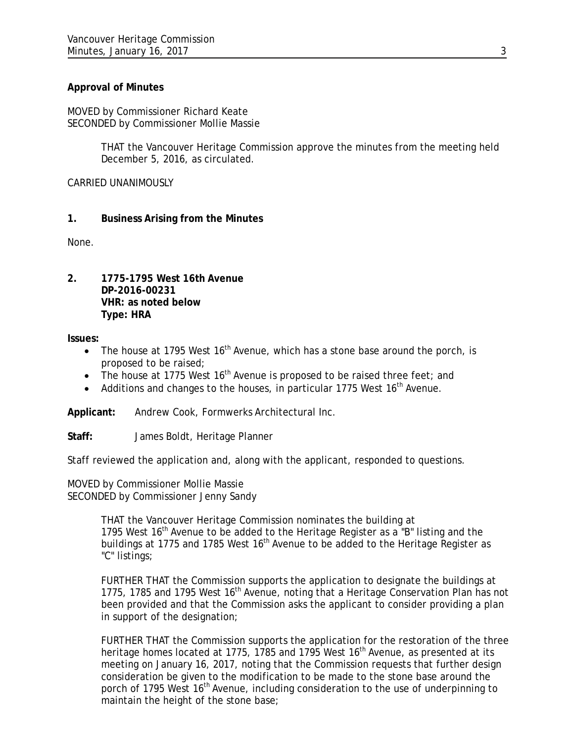**Approval of Minutes**

MOVED by Commissioner Richard Keate
SECONDED by Commissioner Mollie Massie

> THAT the Vancouver Heritage Commission approve the minutes from the meeting held December 5, 2016, as circulated.

CARRIED UNANIMOUSLY

**1. Business Arising from the Minutes**

None.

**2. 1775-1795 West 16th Avenue**
**DP-2016-00231**
**VHR: as noted below**
**Type: HRA**

**Issues:**

- The house at 1795 West 16th Avenue, which has a stone base around the porch, is proposed to be raised;
- The house at 1775 West 16th Avenue is proposed to be raised three feet; and
- Additions and changes to the houses, in particular 1775 West 16th Avenue.

**Applicant:** Andrew Cook, Formwerks Architectural Inc.

**Staff:** James Boldt, Heritage Planner

Staff reviewed the application and, along with the applicant, responded to questions.

MOVED by Commissioner Mollie Massie
SECONDED by Commissioner Jenny Sandy

> THAT the Vancouver Heritage Commission nominates the building at 1795 West 16th Avenue to be added to the Heritage Register as a "B" listing and the buildings at 1775 and 1785 West 16th Avenue to be added to the Heritage Register as "C" listings;
>
> FURTHER THAT the Commission supports the application to designate the buildings at 1775, 1785 and 1795 West 16th Avenue, noting that a Heritage Conservation Plan has not been provided and that the Commission asks the applicant to consider providing a plan in support of the designation;
>
> FURTHER THAT the Commission supports the application for the restoration of the three heritage homes located at 1775, 1785 and 1795 West 16th Avenue, as presented at its meeting on January 16, 2017, noting that the Commission requests that further design consideration be given to the modification to be made to the stone base around the porch of 1795 West 16th Avenue, including consideration to the use of underpinning to maintain the height of the stone base;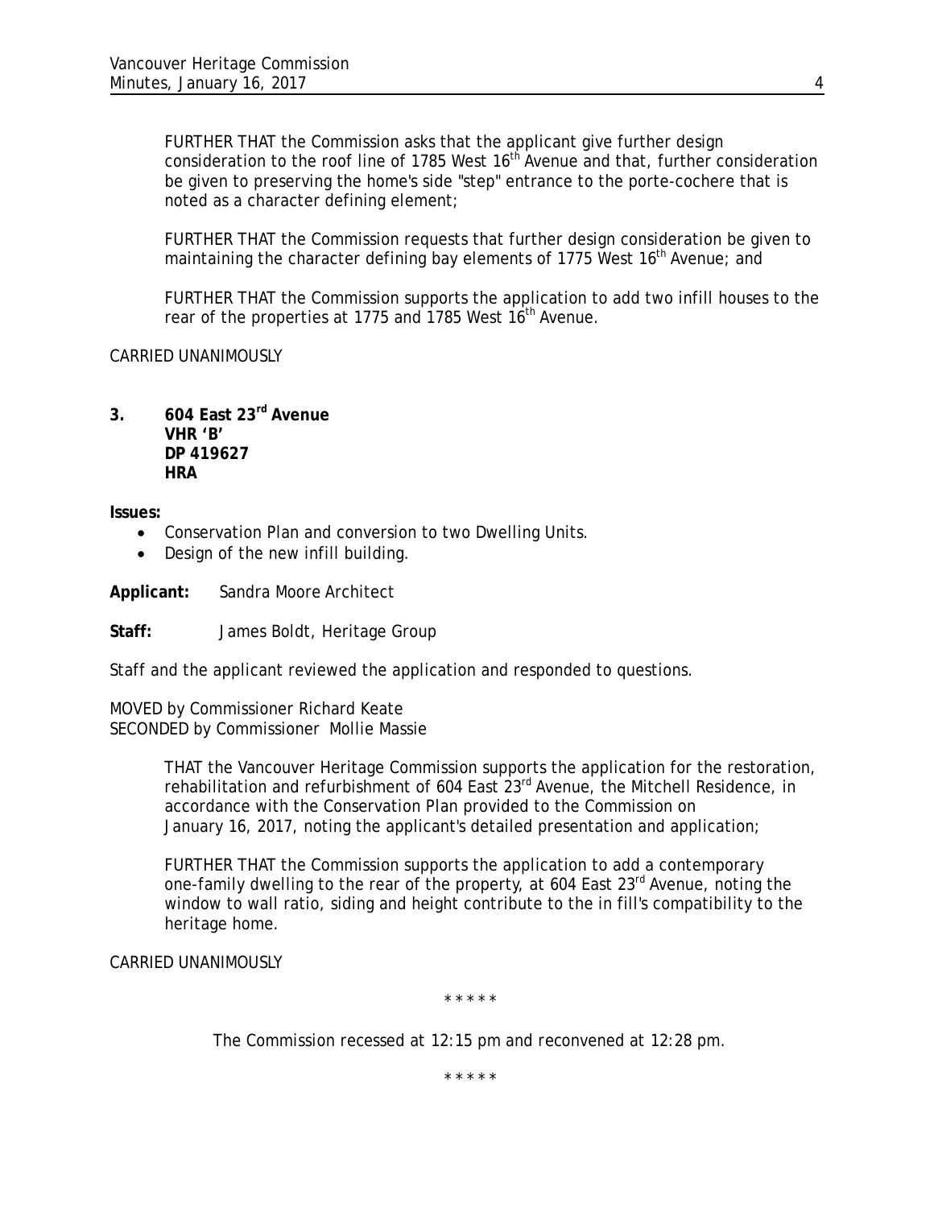FURTHER THAT the Commission asks that the applicant give further design consideration to the roof line of 1785 West 16th Avenue and that, further consideration be given to preserving the home's side "step" entrance to the porte-cochere that is noted as a character defining element;

FURTHER THAT the Commission requests that further design consideration be given to maintaining the character defining bay elements of 1775 West 16th Avenue; and

FURTHER THAT the Commission supports the application to add two infill houses to the rear of the properties at 1775 and 1785 West 16th Avenue.

CARRIED UNANIMOUSLY

**3. 604 East 23rd Avenue**
**VHR 'B'**
**DP 419627**
**HRA**

**Issues:**

- Conservation Plan and conversion to two Dwelling Units.
- Design of the new infill building.

**Applicant:** Sandra Moore Architect

**Staff:** James Boldt, Heritage Group

Staff and the applicant reviewed the application and responded to questions.

MOVED by Commissioner Richard Keate
SECONDED by Commissioner Mollie Massie

THAT the Vancouver Heritage Commission supports the application for the restoration, rehabilitation and refurbishment of 604 East 23rd Avenue, the Mitchell Residence, in accordance with the Conservation Plan provided to the Commission on January 16, 2017, noting the applicant's detailed presentation and application;

FURTHER THAT the Commission supports the application to add a contemporary one-family dwelling to the rear of the property, at 604 East 23rd Avenue, noting the window to wall ratio, siding and height contribute to the in fill's compatibility to the heritage home.

CARRIED UNANIMOUSLY

\* \* \* \* \*

The Commission recessed at 12:15 pm and reconvened at 12:28 pm.

\* \* \* \* \*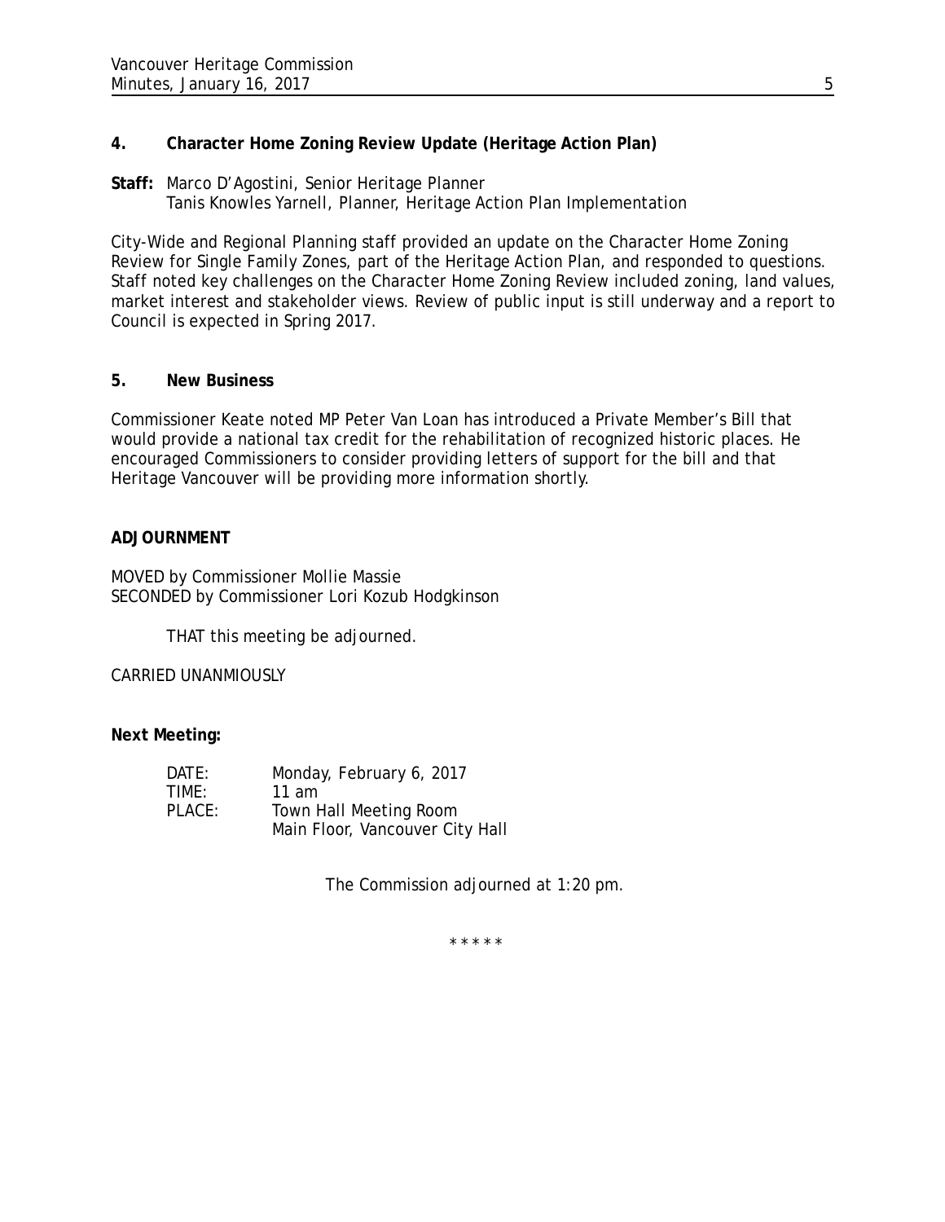## 4. Character Home Zoning Review Update (Heritage Action Plan)

**Staff:** Marco D'Agostini, Senior Heritage Planner
Tanis Knowles Yarnell, Planner, Heritage Action Plan Implementation

City-Wide and Regional Planning staff provided an update on the Character Home Zoning Review for Single Family Zones, part of the Heritage Action Plan, and responded to questions. Staff noted key challenges on the Character Home Zoning Review included zoning, land values, market interest and stakeholder views. Review of public input is still underway and a report to Council is expected in Spring 2017.

## 5. New Business

Commissioner Keate noted MP Peter Van Loan has introduced a Private Member's Bill that would provide a national tax credit for the rehabilitation of recognized historic places. He encouraged Commissioners to consider providing letters of support for the bill and that Heritage Vancouver will be providing more information shortly.

## ADJOURNMENT

MOVED by Commissioner Mollie Massie
SECONDED by Commissioner Lori Kozub Hodgkinson

*THAT this meeting be adjourned.*

CARRIED UNANMIOUSLY

**Next Meeting:**

DATE: Monday, February 6, 2017
TIME: 11 am
PLACE: Town Hall Meeting Room
Main Floor, Vancouver City Hall

The Commission adjourned at 1:20 pm.

* * * * *